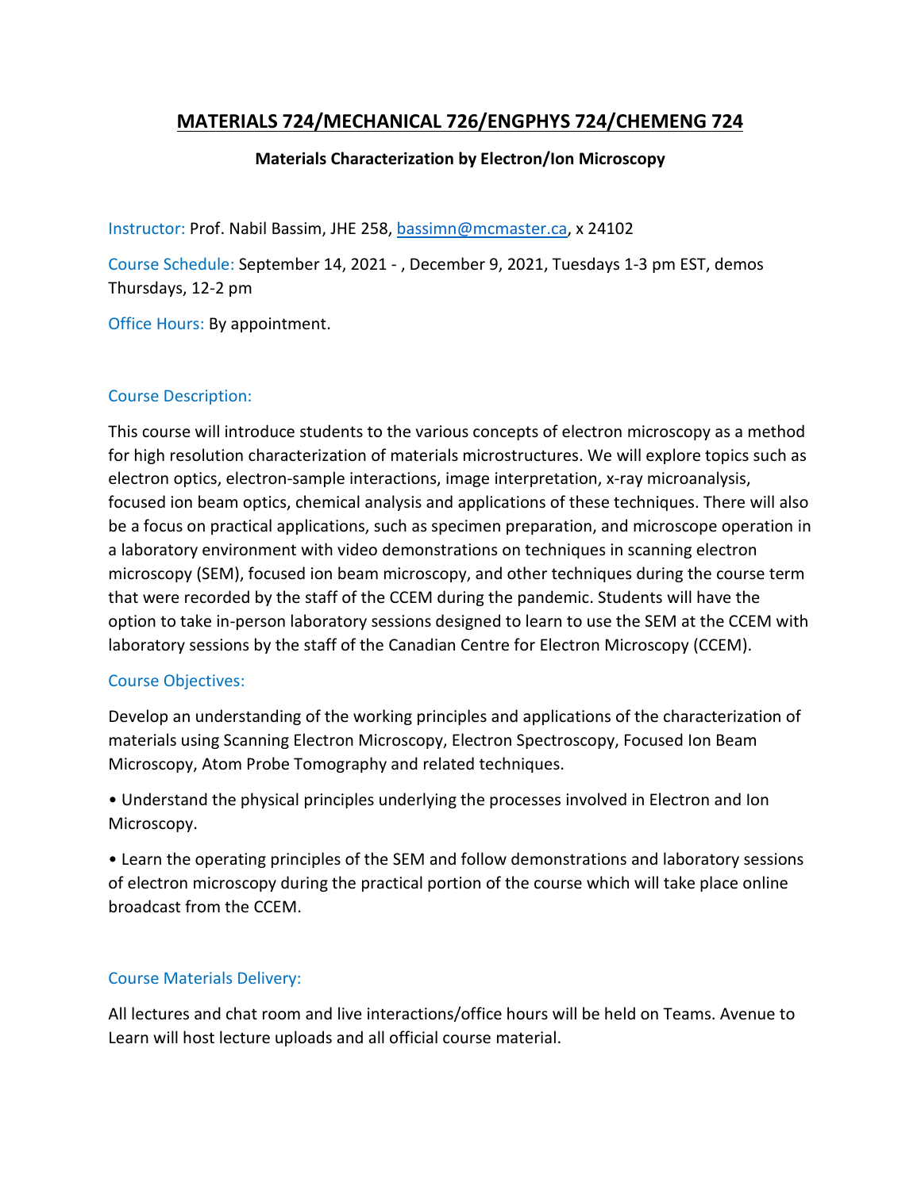# MATERIALS 724/MECHANICAL 726/ENGPHYS 724/CHEMENG 724

**Materials Characterization by Electron/Ion Microscopy**

Instructor: Prof. Nabil Bassim, JHE 258, bassimn@mcmaster.ca, x 24102

Course Schedule: September 14, 2021 - , December 9, 2021, Tuesdays 1-3 pm EST, demos Thursdays, 12-2 pm

Office Hours: By appointment.

## Course Description:

This course will introduce students to the various concepts of electron microscopy as a method for high resolution characterization of materials microstructures. We will explore topics such as electron optics, electron-sample interactions, image interpretation, x-ray microanalysis, focused ion beam optics, chemical analysis and applications of these techniques. There will also be a focus on practical applications, such as specimen preparation, and microscope operation in a laboratory environment with video demonstrations on techniques in scanning electron microscopy (SEM), focused ion beam microscopy, and other techniques during the course term that were recorded by the staff of the CCEM during the pandemic. Students will have the option to take in-person laboratory sessions designed to learn to use the SEM at the CCEM with laboratory sessions by the staff of the Canadian Centre for Electron Microscopy (CCEM).

## Course Objectives:

Develop an understanding of the working principles and applications of the characterization of materials using Scanning Electron Microscopy, Electron Spectroscopy, Focused Ion Beam Microscopy, Atom Probe Tomography and related techniques.

- Understand the physical principles underlying the processes involved in Electron and Ion Microscopy.
- Learn the operating principles of the SEM and follow demonstrations and laboratory sessions of electron microscopy during the practical portion of the course which will take place online broadcast from the CCEM.

## Course Materials Delivery:

All lectures and chat room and live interactions/office hours will be held on Teams. Avenue to Learn will host lecture uploads and all official course material.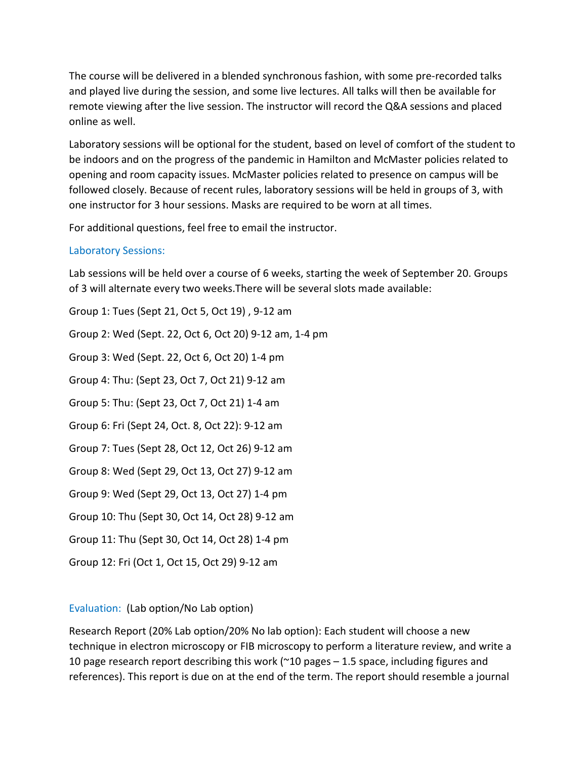The course will be delivered in a blended synchronous fashion, with some pre-recorded talks and played live during the session, and some live lectures. All talks will then be available for remote viewing after the live session. The instructor will record the Q&A sessions and placed online as well.

Laboratory sessions will be optional for the student, based on level of comfort of the student to be indoors and on the progress of the pandemic in Hamilton and McMaster policies related to opening and room capacity issues. McMaster policies related to presence on campus will be followed closely. Because of recent rules, laboratory sessions will be held in groups of 3, with one instructor for 3 hour sessions. Masks are required to be worn at all times.

For additional questions, feel free to email the instructor.

### Laboratory Sessions:

Lab sessions will be held over a course of 6 weeks, starting the week of September 20. Groups of 3 will alternate every two weeks.There will be several slots made available:

Group 1: Tues (Sept 21, Oct 5, Oct 19) , 9-12 am

Group 2: Wed (Sept. 22, Oct 6, Oct 20) 9-12 am, 1-4 pm

Group 3: Wed (Sept. 22, Oct 6, Oct 20) 1-4 pm

Group 4: Thu: (Sept 23, Oct 7, Oct 21) 9-12 am

Group 5: Thu: (Sept 23, Oct 7, Oct 21) 1-4 am

Group 6: Fri (Sept 24, Oct. 8, Oct 22): 9-12 am

Group 7: Tues (Sept 28, Oct 12, Oct 26) 9-12 am

Group 8: Wed (Sept 29, Oct 13, Oct 27) 9-12 am

Group 9: Wed (Sept 29, Oct 13, Oct 27) 1-4 pm

Group 10: Thu (Sept 30, Oct 14, Oct 28) 9-12 am

Group 11: Thu (Sept 30, Oct 14, Oct 28) 1-4 pm

Group 12: Fri (Oct 1, Oct 15, Oct 29) 9-12 am

### Evaluation: (Lab option/No Lab option)

Research Report (20% Lab option/20% No lab option): Each student will choose a new technique in electron microscopy or FIB microscopy to perform a literature review, and write a 10 page research report describing this work (~10 pages – 1.5 space, including figures and references). This report is due on at the end of the term. The report should resemble a journal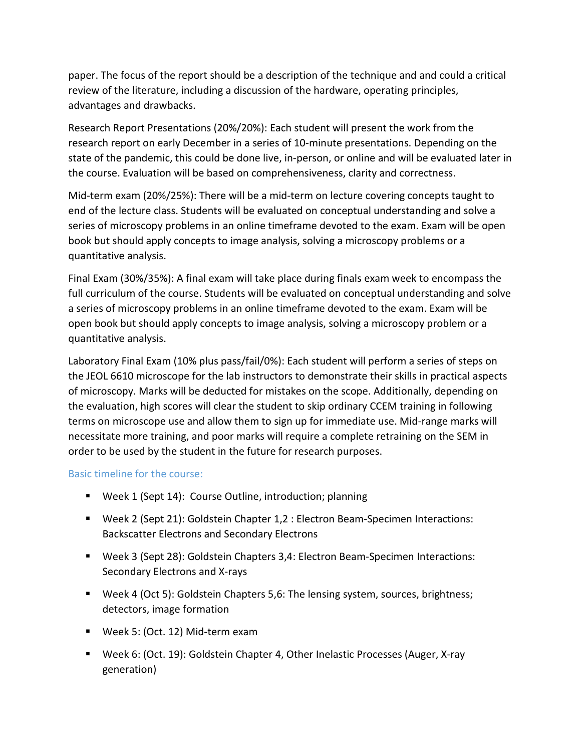paper. The focus of the report should be a description of the technique and and could a critical review of the literature, including a discussion of the hardware, operating principles, advantages and drawbacks.

Research Report Presentations (20%/20%): Each student will present the work from the research report on early December in a series of 10-minute presentations. Depending on the state of the pandemic, this could be done live, in-person, or online and will be evaluated later in the course. Evaluation will be based on comprehensiveness, clarity and correctness.

Mid-term exam (20%/25%): There will be a mid-term on lecture covering concepts taught to end of the lecture class. Students will be evaluated on conceptual understanding and solve a series of microscopy problems in an online timeframe devoted to the exam. Exam will be open book but should apply concepts to image analysis, solving a microscopy problems or a quantitative analysis.

Final Exam (30%/35%): A final exam will take place during finals exam week to encompass the full curriculum of the course. Students will be evaluated on conceptual understanding and solve a series of microscopy problems in an online timeframe devoted to the exam. Exam will be open book but should apply concepts to image analysis, solving a microscopy problem or a quantitative analysis.

Laboratory Final Exam (10% plus pass/fail/0%): Each student will perform a series of steps on the JEOL 6610 microscope for the lab instructors to demonstrate their skills in practical aspects of microscopy. Marks will be deducted for mistakes on the scope. Additionally, depending on the evaluation, high scores will clear the student to skip ordinary CCEM training in following terms on microscope use and allow them to sign up for immediate use. Mid-range marks will necessitate more training, and poor marks will require a complete retraining on the SEM in order to be used by the student in the future for research purposes.

### Basic timeline for the course:

- Week 1 (Sept 14): Course Outline, introduction; planning
- Week 2 (Sept 21): Goldstein Chapter 1,2 : Electron Beam-Specimen Interactions: Backscatter Electrons and Secondary Electrons
- Week 3 (Sept 28): Goldstein Chapters 3,4: Electron Beam-Specimen Interactions: Secondary Electrons and X-rays
- Week 4 (Oct 5): Goldstein Chapters 5,6: The lensing system, sources, brightness; detectors, image formation
- Week 5: (Oct. 12) Mid-term exam
- Week 6: (Oct. 19): Goldstein Chapter 4, Other Inelastic Processes (Auger, X-ray generation)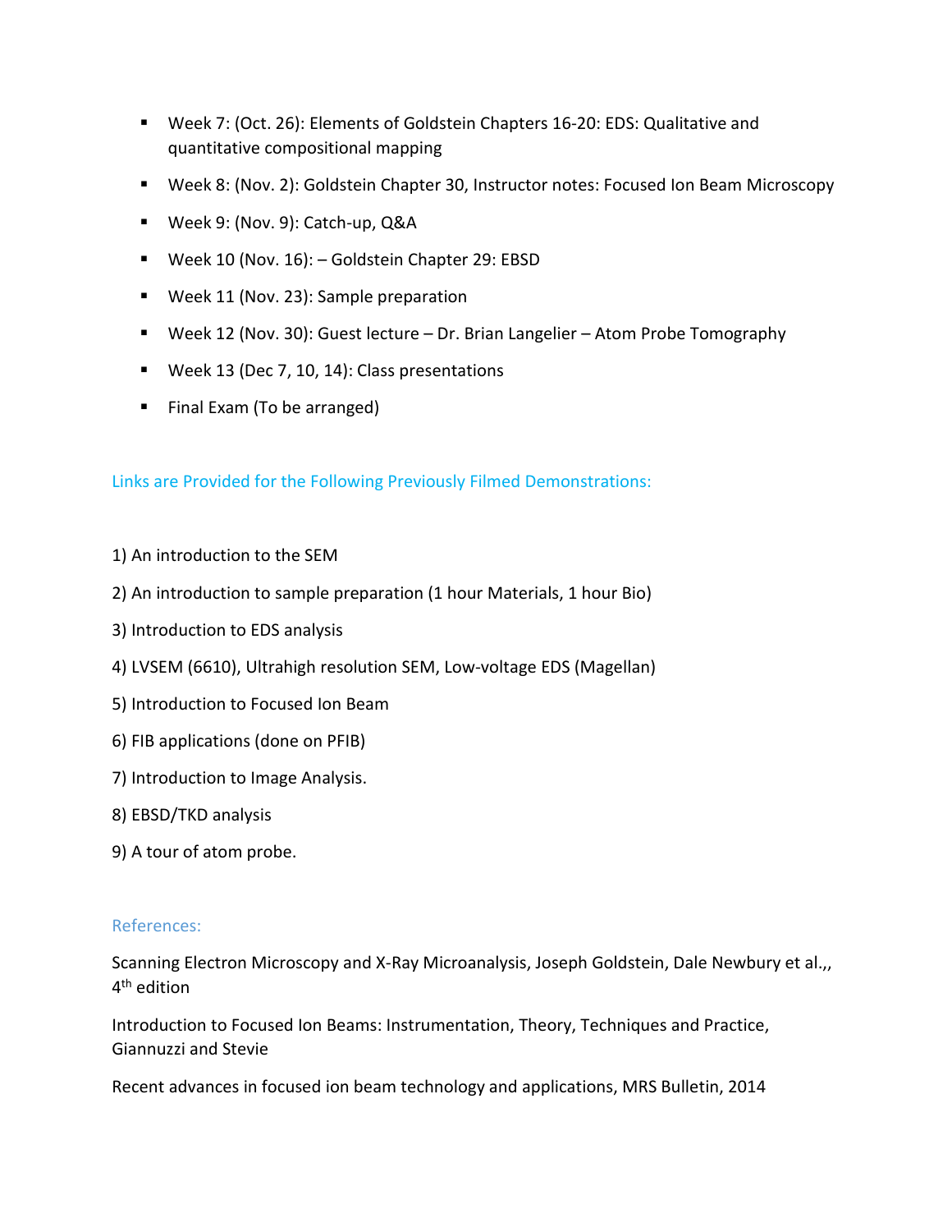- Week 7: (Oct. 26): Elements of Goldstein Chapters 16-20: EDS: Qualitative and quantitative compositional mapping
- Week 8: (Nov. 2): Goldstein Chapter 30, Instructor notes: Focused Ion Beam Microscopy
- Week 9: (Nov. 9): Catch-up, Q&A
- Week 10 (Nov. 16): – Goldstein Chapter 29: EBSD
- Week 11 (Nov. 23): Sample preparation
- Week 12 (Nov. 30): Guest lecture – Dr. Brian Langelier – Atom Probe Tomography
- Week 13 (Dec 7, 10, 14): Class presentations
- Final Exam (To be arranged)

## Links are Provided for the Following Previously Filmed Demonstrations:

1) An introduction to the SEM
2) An introduction to sample preparation (1 hour Materials, 1 hour Bio)
3) Introduction to EDS analysis
4) LVSEM (6610), Ultrahigh resolution SEM, Low-voltage EDS (Magellan)
5) Introduction to Focused Ion Beam
6) FIB applications (done on PFIB)
7) Introduction to Image Analysis.
8) EBSD/TKD analysis
9) A tour of atom probe.

## References:

Scanning Electron Microscopy and X-Ray Microanalysis, Joseph Goldstein, Dale Newbury et al.,, 4th edition

Introduction to Focused Ion Beams: Instrumentation, Theory, Techniques and Practice, Giannuzzi and Stevie

Recent advances in focused ion beam technology and applications, MRS Bulletin, 2014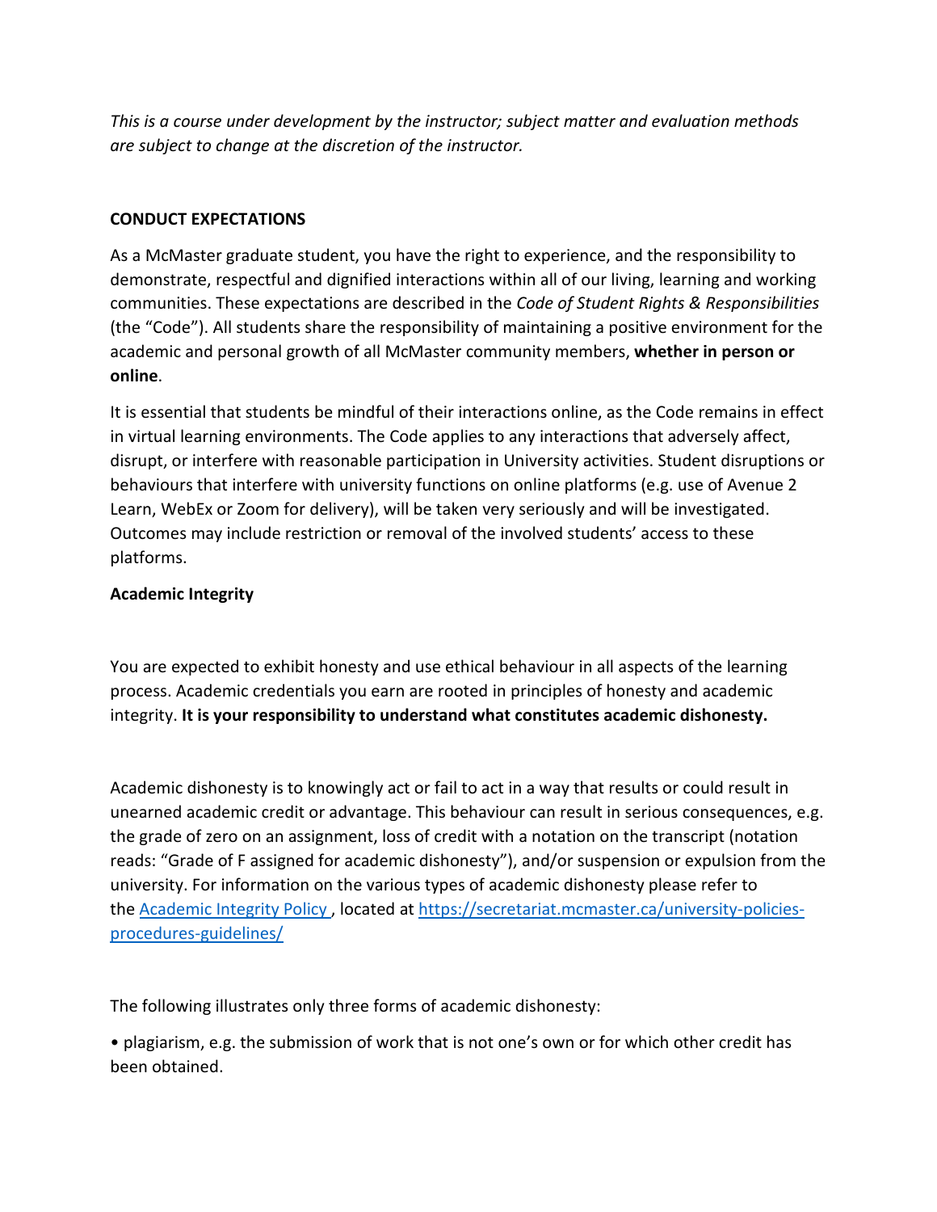*This is a course under development by the instructor; subject matter and evaluation methods are subject to change at the discretion of the instructor.*

## CONDUCT EXPECTATIONS

As a McMaster graduate student, you have the right to experience, and the responsibility to demonstrate, respectful and dignified interactions within all of our living, learning and working communities. These expectations are described in the *Code of Student Rights & Responsibilities* (the "Code"). All students share the responsibility of maintaining a positive environment for the academic and personal growth of all McMaster community members, **whether in person or online**.

It is essential that students be mindful of their interactions online, as the Code remains in effect in virtual learning environments. The Code applies to any interactions that adversely affect, disrupt, or interfere with reasonable participation in University activities. Student disruptions or behaviours that interfere with university functions on online platforms (e.g. use of Avenue 2 Learn, WebEx or Zoom for delivery), will be taken very seriously and will be investigated. Outcomes may include restriction or removal of the involved students' access to these platforms.

### Academic Integrity

You are expected to exhibit honesty and use ethical behaviour in all aspects of the learning process. Academic credentials you earn are rooted in principles of honesty and academic integrity. **It is your responsibility to understand what constitutes academic dishonesty.**

Academic dishonesty is to knowingly act or fail to act in a way that results or could result in unearned academic credit or advantage. This behaviour can result in serious consequences, e.g. the grade of zero on an assignment, loss of credit with a notation on the transcript (notation reads: "Grade of F assigned for academic dishonesty"), and/or suspension or expulsion from the university. For information on the various types of academic dishonesty please refer to the [Academic Integrity Policy](https://secretariat.mcmaster.ca/university-policies-procedures-guidelines/), located at [https://secretariat.mcmaster.ca/university-policies-procedures-guidelines/](https://secretariat.mcmaster.ca/university-policies-procedures-guidelines/)

The following illustrates only three forms of academic dishonesty:

- plagiarism, e.g. the submission of work that is not one's own or for which other credit has been obtained.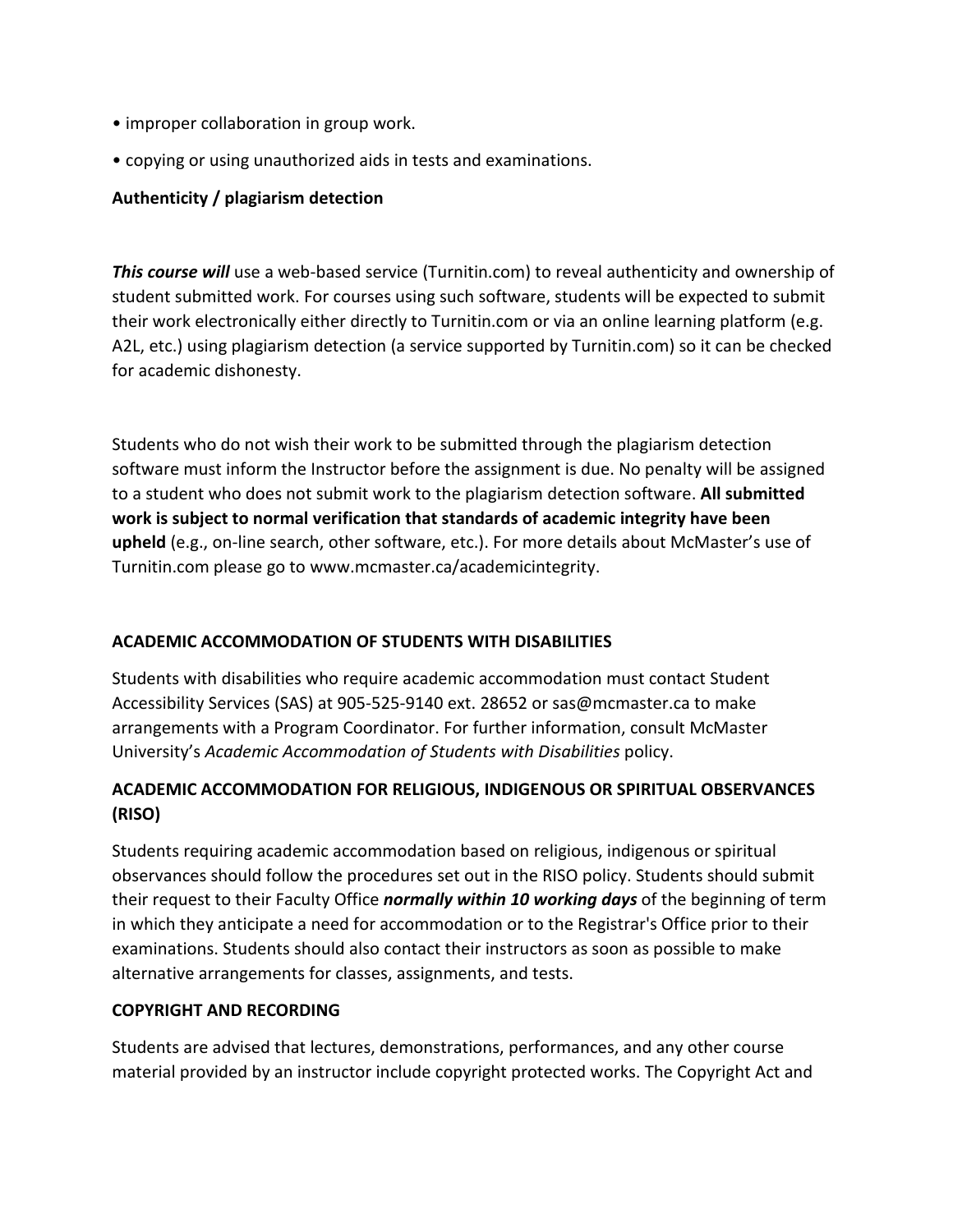• improper collaboration in group work.

• copying or using unauthorized aids in tests and examinations.

**Authenticity / plagiarism detection**

***This course will*** use a web-based service (Turnitin.com) to reveal authenticity and ownership of student submitted work. For courses using such software, students will be expected to submit their work electronically either directly to Turnitin.com or via an online learning platform (e.g. A2L, etc.) using plagiarism detection (a service supported by Turnitin.com) so it can be checked for academic dishonesty.

Students who do not wish their work to be submitted through the plagiarism detection software must inform the Instructor before the assignment is due. No penalty will be assigned to a student who does not submit work to the plagiarism detection software. **All submitted work is subject to normal verification that standards of academic integrity have been upheld** (e.g., on-line search, other software, etc.). For more details about McMaster's use of Turnitin.com please go to www.mcmaster.ca/academicintegrity.

**ACADEMIC ACCOMMODATION OF STUDENTS WITH DISABILITIES**

Students with disabilities who require academic accommodation must contact Student Accessibility Services (SAS) at 905-525-9140 ext. 28652 or sas@mcmaster.ca to make arrangements with a Program Coordinator. For further information, consult McMaster University's *Academic Accommodation of Students with Disabilities* policy.

**ACADEMIC ACCOMMODATION FOR RELIGIOUS, INDIGENOUS OR SPIRITUAL OBSERVANCES (RISO)**

Students requiring academic accommodation based on religious, indigenous or spiritual observances should follow the procedures set out in the RISO policy. Students should submit their request to their Faculty Office ***normally within 10 working days*** of the beginning of term in which they anticipate a need for accommodation or to the Registrar's Office prior to their examinations. Students should also contact their instructors as soon as possible to make alternative arrangements for classes, assignments, and tests.

**COPYRIGHT AND RECORDING**

Students are advised that lectures, demonstrations, performances, and any other course material provided by an instructor include copyright protected works. The Copyright Act and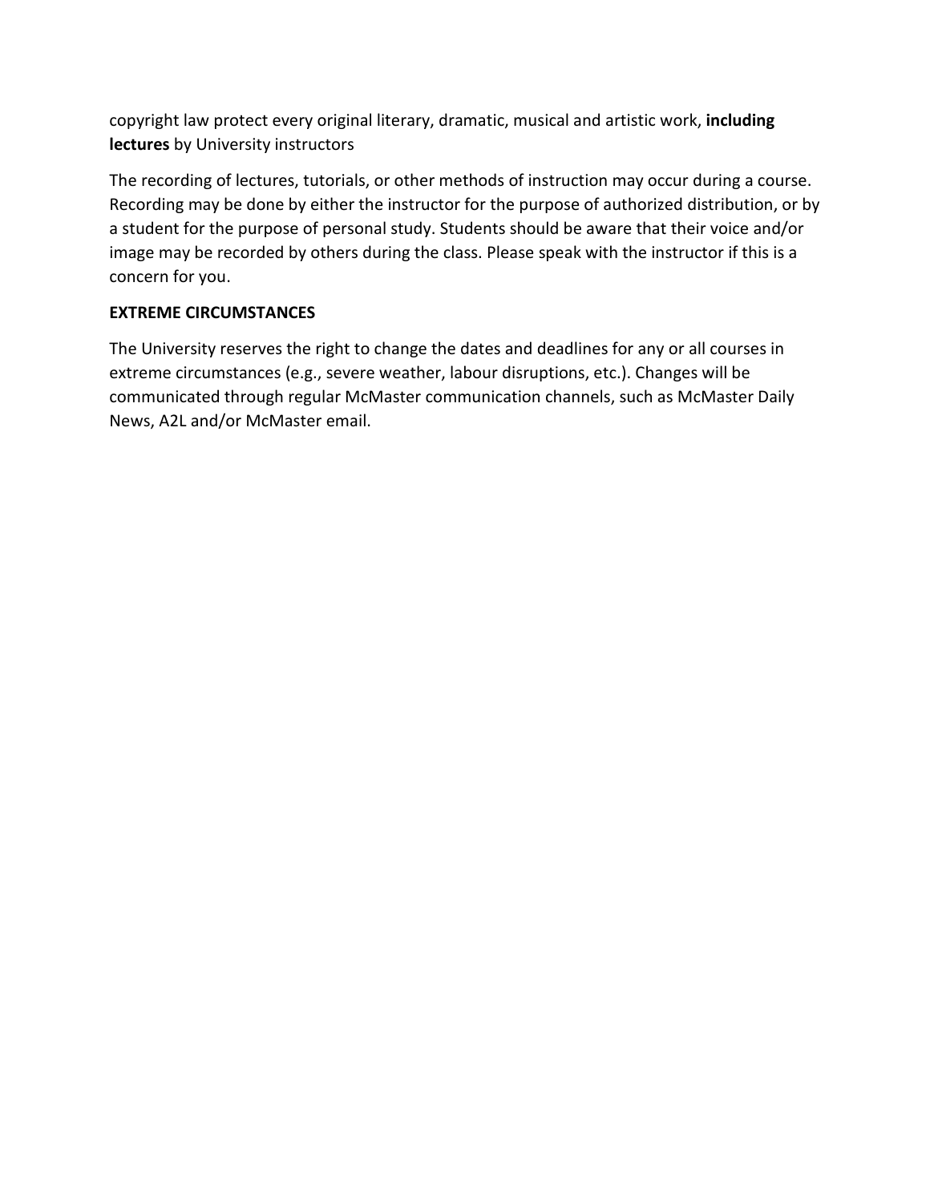copyright law protect every original literary, dramatic, musical and artistic work, **including lectures** by University instructors

The recording of lectures, tutorials, or other methods of instruction may occur during a course. Recording may be done by either the instructor for the purpose of authorized distribution, or by a student for the purpose of personal study. Students should be aware that their voice and/or image may be recorded by others during the class. Please speak with the instructor if this is a concern for you.

**EXTREME CIRCUMSTANCES**

The University reserves the right to change the dates and deadlines for any or all courses in extreme circumstances (e.g., severe weather, labour disruptions, etc.). Changes will be communicated through regular McMaster communication channels, such as McMaster Daily News, A2L and/or McMaster email.